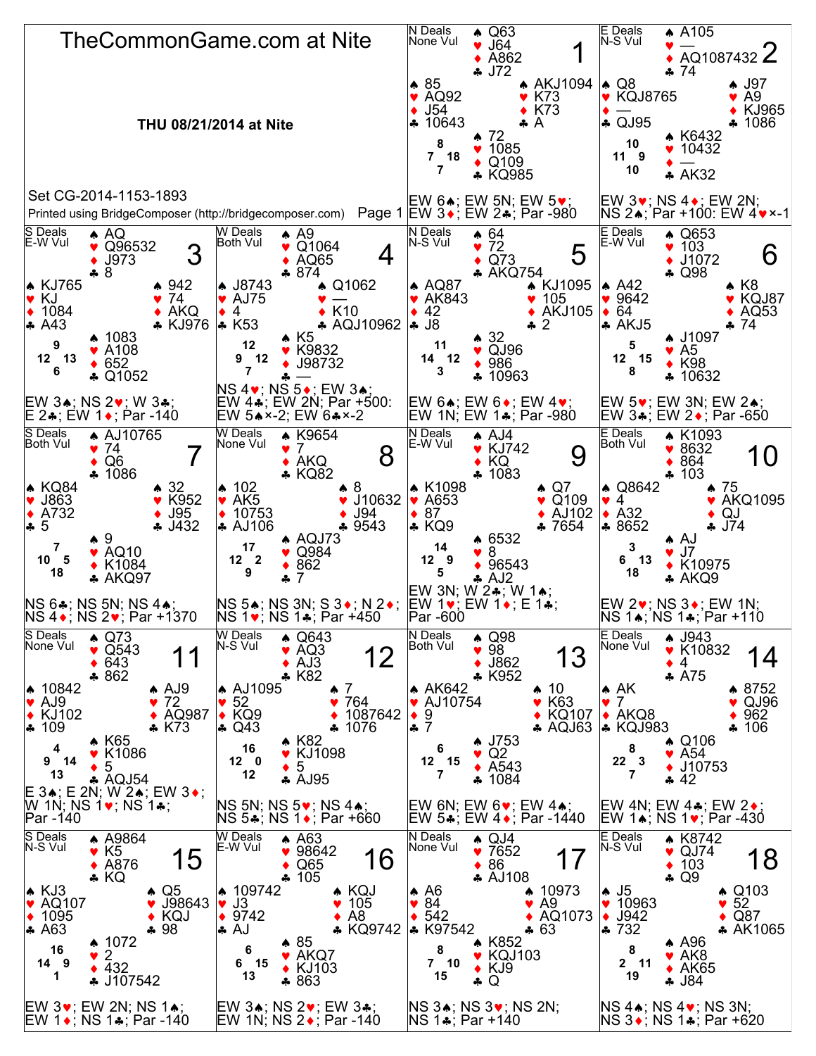# TheCommonGame.com at Nite

**THU 08/21/2014 at Nite**

Set CG-2014-1153-1893

Printed using BridgeComposer (http://bridgecomposer.com)

## Board 1
N Deals, None Vul

- North: ♠ Q63 ♥ J64 ♦ A862 ♣ J72
- West: ♠ 85 ♥ AQ92 ♦ J54 ♣ 10643
- East: ♠ AKJ1094 ♥ K73 ♦ K73 ♣ A
- South: ♠ 72 ♥ 1085 ♦ Q109 ♣ KQ985

HCP: N 8, W 7, E 18, S 7

EW 6♠; EW 5N; EW 5♥; EW 3♦; EW 2♣; Par -980

## Board 2
E Deals, N-S Vul

- North: ♠ A105 ♥ — ♦ AQ1087432 ♣ 74
- West: ♠ Q8 ♥ KQJ8765 ♦ — ♣ QJ95
- East: ♠ J97 ♥ A9 ♦ KJ965 ♣ 1086
- South: ♠ K6432 ♥ 10432 ♦ — ♣ AK32

HCP: N 10, W 11, E 9, S 10

EW 3♥; NS 4♦; EW 2N; NS 2♠; Par +100: EW 4♥×-1

## Board 3
S Deals, E-W Vul

- North: ♠ AQ ♥ Q96532 ♦ J973 ♣ 8
- West: ♠ KJ765 ♥ KJ ♦ 1084 ♣ A43
- East: ♠ 942 ♥ 74 ♦ AKQ ♣ KJ976
- South: ♠ 1083 ♥ A108 ♦ 652 ♣ Q1052

HCP: N 9, W 12, E 13, S 6

EW 3♠; NS 2♥; W 3♣; E 2♣; EW 1♦; Par -140

## Board 4
W Deals, Both Vul

- North: ♠ A9 ♥ Q1064 ♦ AQ65 ♣ 874
- West: ♠ J8743 ♥ AJ75 ♦ 4 ♣ K53
- East: ♠ Q1062 ♥ — ♦ K10 ♣ AQJ10962
- South: ♠ K5 ♥ K9832 ♦ J98732 ♣ —

HCP: N 12, W 9, E 12, S 7

NS 4♥; NS 5♦; EW 3♠; EW 4♣; EW 2N; Par +500: EW 5♠×-2; EW 6♣×-2

## Board 5
N Deals, N-S Vul

- North: ♠ 64 ♥ 72 ♦ Q73 ♣ AKQ754
- West: ♠ AQ87 ♥ AK843 ♦ 42 ♣ J8
- East: ♠ KJ1095 ♥ 105 ♦ AKJ105 ♣ 2
- South: ♠ 32 ♥ QJ96 ♦ 986 ♣ 10963

HCP: N 11, W 14, E 12, S 3

EW 6♠; EW 6♦; EW 4♥; EW 1N; EW 1♣; Par -980

## Board 6
E Deals, E-W Vul

- North: ♠ Q653 ♥ 103 ♦ J1072 ♣ Q98
- West: ♠ A42 ♥ 9642 ♦ 64 ♣ AKJ5
- East: ♠ K8 ♥ KQJ87 ♦ AQ53 ♣ 74
- South: ♠ J1097 ♥ A5 ♦ K98 ♣ 10632

HCP: N 5, W 12, E 15, S 8

EW 5♥; EW 3N; EW 2♠; EW 3♣; EW 2♦; Par -650

## Board 7
S Deals, Both Vul

- North: ♠ AJ10765 ♥ 74 ♦ Q6 ♣ 1086
- West: ♠ KQ84 ♥ J863 ♦ A732 ♣ 5
- East: ♠ 32 ♥ K952 ♦ J95 ♣ J432
- South: ♠ 9 ♥ AQ10 ♦ K1084 ♣ AKQ97

HCP: N 7, W 10, E 5, S 18

NS 6♣; NS 5N; NS 4♠; NS 4♦; NS 2♥; Par +1370

## Board 8
W Deals, None Vul

- North: ♠ K9654 ♥ 7 ♦ AKQ ♣ KQ82
- West: ♠ 102 ♥ AK5 ♦ 10753 ♣ AJ106
- East: ♠ 8 ♥ J10632 ♦ J94 ♣ 9543
- South: ♠ AQJ73 ♥ Q984 ♦ 862 ♣ 7

HCP: N 17, W 12, E 2, S 9

NS 5♠; NS 3N; S 3♦; N 2♦; NS 1♥; NS 1♣; Par +450

## Board 9
N Deals, E-W Vul

- North: ♠ AJ4 ♥ KJ742 ♦ KQ ♣ 1083
- West: ♠ K1098 ♥ A653 ♦ 87 ♣ KQ9
- East: ♠ Q7 ♥ Q109 ♦ AJ102 ♣ 7654
- South: ♠ 6532 ♥ 8 ♦ 96543 ♣ AJ2

HCP: N 14, W 12, E 9, S 5

EW 3N; W 2♣; W 1♠; EW 1♥; EW 1♦; E 1♣; Par -600

## Board 10
E Deals, Both Vul

- North: ♠ K1093 ♥ 8632 ♦ 864 ♣ 103
- West: ♠ Q8642 ♥ 4 ♦ A32 ♣ 8652
- East: ♠ 75 ♥ AKQ1095 ♦ QJ ♣ J74
- South: ♠ AJ ♥ J7 ♦ K10975 ♣ AKQ9

HCP: N 3, W 6, E 13, S 18

EW 2♥; NS 3♦; EW 1N; NS 1♠; NS 1♣; Par +110

## Board 11
S Deals, None Vul

- North: ♠ Q73 ♥ Q543 ♦ 643 ♣ 862
- West: ♠ 10842 ♥ AJ9 ♦ KJ102 ♣ 109
- East: ♠ AJ9 ♥ 72 ♦ AQ987 ♣ K73
- South: ♠ K65 ♥ K1086 ♦ 5 ♣ AQJ54

HCP: N 4, W 9, E 14, S 13

E 3♠; E 2N; W 2♠; EW 3♦; W 1N; NS 1♥; NS 1♣; Par -140

## Board 12
W Deals, N-S Vul

- North: ♠ Q643 ♥ AQ3 ♦ AJ3 ♣ K82
- West: ♠ AJ1095 ♥ 52 ♦ KQ9 ♣ Q43
- East: ♠ 7 ♥ 764 ♦ 1087642 ♣ 1076
- South: ♠ K82 ♥ KJ1098 ♦ 5 ♣ AJ95

HCP: N 16, W 12, E 0, S 12

NS 5N; NS 5♥; NS 4♠; NS 5♣; NS 1♦; Par +660

## Board 13
N Deals, Both Vul

- North: ♠ Q98 ♥ 98 ♦ J862 ♣ K952
- West: ♠ AK642 ♥ AJ10754 ♦ 9 ♣ 7
- East: ♠ 10 ♥ K63 ♦ KQ107 ♣ AQJ63
- South: ♠ J753 ♥ Q2 ♦ A543 ♣ 1084

HCP: N 6, W 12, E 15, S 7

EW 6N; EW 6♥; EW 4♠; EW 5♣; EW 4♦; Par -1440

## Board 14
E Deals, None Vul

- North: ♠ J943 ♥ K10832 ♦ 4 ♣ A75
- West: ♠ AK ♥ 7 ♦ AKQ8 ♣ KQJ983
- East: ♠ 8752 ♥ QJ96 ♦ 962 ♣ 106
- South: ♠ Q106 ♥ A54 ♦ J10753 ♣ 42

HCP: N 8, W 22, E 3, S 7

EW 4N; EW 4♣; EW 2♦; EW 1♠; NS 1♥; Par -430

## Board 15
S Deals, N-S Vul

- North: ♠ A9864 ♥ K5 ♦ A876 ♣ KQ
- West: ♠ KJ3 ♥ AQ107 ♦ 1095 ♣ A63
- East: ♠ Q5 ♥ J98643 ♦ KQJ ♣ 98
- South: ♠ 1072 ♥ 2 ♦ 432 ♣ J107542

HCP: N 16, W 14, E 9, S 1

EW 3♥; EW 2N; NS 1♠; EW 1♦; NS 1♣; Par -140

## Board 16
W Deals, E-W Vul

- North: ♠ A63 ♥ 98642 ♦ Q65 ♣ 105
- West: ♠ 109742 ♥ J3 ♦ 9742 ♣ AJ
- East: ♠ KQJ ♥ 105 ♦ A8 ♣ KQ9742
- South: ♠ 85 ♥ AKQ7 ♦ KJ103 ♣ 863

HCP: N 6, W 6, E 15, S 13

EW 3♠; NS 2♥; EW 3♣; EW 1N; NS 2♦; Par -140

## Board 17
N Deals, None Vul

- North: ♠ QJ4 ♥ 7652 ♦ 86 ♣ AJ108
- West: ♠ A6 ♥ 84 ♦ 542 ♣ K97542
- East: ♠ 10973 ♥ A9 ♦ AQ1073 ♣ 63
- South: ♠ K852 ♥ KQJ103 ♦ KJ9 ♣ Q

HCP: N 8, W 7, E 10, S 15

NS 3♠; NS 3♥; NS 2N; NS 1♣; Par +140

## Board 18
E Deals, N-S Vul

- North: ♠ K8742 ♥ QJ74 ♦ 103 ♣ Q9
- West: ♠ J5 ♥ 10963 ♦ J942 ♣ 732
- East: ♠ Q103 ♥ 52 ♦ Q87 ♣ AK1065
- South: ♠ A96 ♥ AK8 ♦ AK65 ♣ J84

HCP: N 8, W 2, E 11, S 19

NS 4♠; NS 4♥; NS 3N; NS 3♦; NS 1♣; Par +620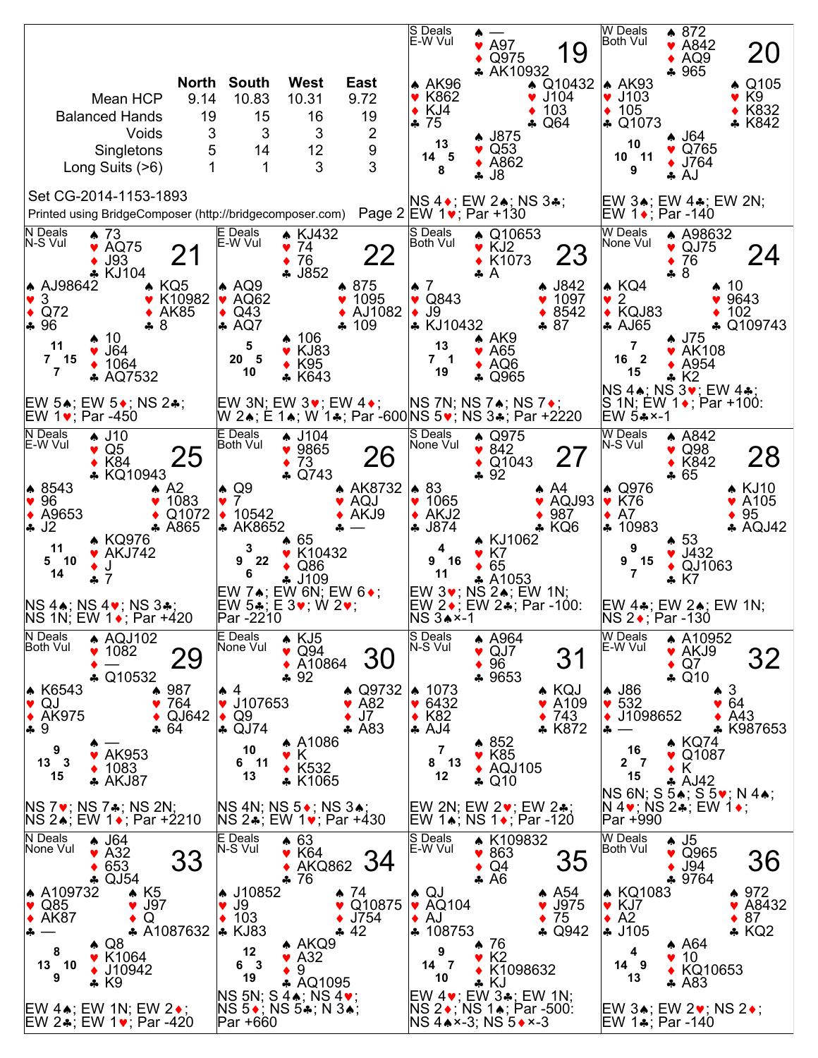|  | North | South | West | East |
|---|---|---|---|---|
| Mean HCP | 9.14 | 10.83 | 10.31 | 9.72 |
| Balanced Hands | 19 | 15 | 16 | 19 |
| Voids | 3 | 3 | 3 | 2 |
| Singletons | 5 | 14 | 12 | 9 |
| Long Suits (>6) | 1 | 1 | 3 | 3 |

Set CG-2014-1153-1893

Printed using BridgeComposer (http://bridgecomposer.com)

## Board 19
S Deals, E-W Vul

North: ♠ — ♥ A97 ♦ Q975 ♣ AK10932

West: ♠ AK96 ♥ K862 ♦ KJ4 ♣ 75

East: ♠ Q10432 ♥ J104 ♦ 103 ♣ Q64

South: ♠ J875 ♥ Q53 ♦ A862 ♣ J8

HCP: N 13, W 14, E 5, S 8

NS 4♦; EW 2♠; NS 3♣; EW 1♥; Par +130

## Board 20
W Deals, Both Vul

North: ♠ 872 ♥ A842 ♦ AQ9 ♣ 965

West: ♠ AK93 ♥ J103 ♦ 105 ♣ Q1073

East: ♠ Q105 ♥ K9 ♦ K832 ♣ K842

South: ♠ J64 ♥ Q765 ♦ J764 ♣ AJ

HCP: N 10, W 10, E 11, S 9

EW 3♠; EW 4♣; EW 2N; EW 1♦; Par -140

## Board 21
N Deals, N-S Vul

North: ♠ 73 ♥ AQ75 ♦ J93 ♣ KJ104

West: ♠ AJ98642 ♥ 3 ♦ Q72 ♣ 96

East: ♠ KQ5 ♥ K10982 ♦ AK85 ♣ 8

South: ♠ 10 ♥ J64 ♦ 1064 ♣ AQ7532

HCP: N 11, W 7, E 15, S 7

EW 5♠; EW 5♦; NS 2♣; EW 1♥; Par -450

## Board 22
E Deals, E-W Vul

North: ♠ KJ432 ♥ 74 ♦ 76 ♣ J852

West: ♠ AQ9 ♥ AQ62 ♦ Q43 ♣ AQ7

East: ♠ 875 ♥ 1095 ♦ AJ1082 ♣ 109

South: ♠ 106 ♥ KJ83 ♦ K95 ♣ K643

HCP: N 5, W 20, E 5, S 10

EW 3N; EW 3♥; EW 4♦; W 2♠; E 1♠; W 1♣; Par -600

## Board 23
S Deals, Both Vul

North: ♠ Q10653 ♥ KJ2 ♦ K1073 ♣ A

West: ♠ 7 ♥ Q843 ♦ J9 ♣ KJ10432

East: ♠ J842 ♥ 1097 ♦ 8542 ♣ 87

South: ♠ AK9 ♥ A65 ♦ AQ6 ♣ Q965

HCP: N 13, W 7, E 1, S 19

NS 7N; NS 7♠; NS 7♦; NS 5♥; NS 3♣; Par +2220

## Board 24
W Deals, None Vul

North: ♠ A98632 ♥ QJ75 ♦ 76 ♣ 8

West: ♠ KQ4 ♥ 2 ♦ KQJ83 ♣ AJ65

East: ♠ 10 ♥ 9643 ♦ 102 ♣ Q109743

South: ♠ J75 ♥ AK108 ♦ A954 ♣ K2

HCP: N 7, W 16, E 2, S 15

NS 4♠; NS 3♥; EW 4♣; S 1N; EW 1♦; Par +100: EW 5♣×-1

## Board 25
N Deals, E-W Vul

North: ♠ J10 ♥ Q5 ♦ K84 ♣ KQ10943

West: ♠ 8543 ♥ 96 ♦ A9653 ♣ J2

East: ♠ A2 ♥ 1083 ♦ Q1072 ♣ A865

South: ♠ KQ976 ♥ AKJ742 ♦ J ♣ 7

HCP: N 11, W 5, E 10, S 14

NS 4♠; NS 4♥; NS 3♣; NS 1N; EW 1♦; Par +420

## Board 26
E Deals, Both Vul

North: ♠ J104 ♥ 9865 ♦ 73 ♣ Q743

West: ♠ Q9 ♥ 7 ♦ 10542 ♣ AK8652

East: ♠ AK8732 ♥ AQJ ♦ AKJ9 ♣ —

South: ♠ 65 ♥ K10432 ♦ Q86 ♣ J109

HCP: N 3, W 9, E 22, S 6

EW 7♠; EW 6N; EW 6♦; EW 5♣; E 3♥; W 2♥; Par -2210

## Board 27
S Deals, None Vul

North: ♠ Q975 ♥ 842 ♦ Q1043 ♣ 92

West: ♠ 83 ♥ 1065 ♦ AKJ2 ♣ J874

East: ♠ A4 ♥ AQJ93 ♦ 987 ♣ KQ6

South: ♠ KJ1062 ♥ K7 ♦ 65 ♣ A1053

HCP: N 4, W 9, E 16, S 11

EW 3♥; NS 2♠; EW 1N; EW 2♦; EW 2♣; Par -100: NS 3♠×-1

## Board 28
W Deals, N-S Vul

North: ♠ A842 ♥ Q98 ♦ K842 ♣ 65

West: ♠ Q976 ♥ K76 ♦ A7 ♣ 10983

East: ♠ KJ10 ♥ A105 ♦ 95 ♣ AQJ42

South: ♠ 53 ♥ J432 ♦ QJ1063 ♣ K7

HCP: N 9, W 9, E 15, S 7

EW 4♣; EW 2♠; EW 1N; NS 2♦; Par -130

## Board 29
N Deals, Both Vul

North: ♠ AQJ102 ♥ 1082 ♦ — ♣ Q10532

West: ♠ K6543 ♥ QJ ♦ AK975 ♣ 9

East: ♠ 987 ♥ 764 ♦ QJ642 ♣ 64

South: ♠ — ♥ AK953 ♦ 1083 ♣ AKJ87

HCP: N 9, W 13, E 3, S 15

NS 7♥; NS 7♣; NS 2N; NS 2♠; EW 1♦; Par +2210

## Board 30
E Deals, None Vul

North: ♠ KJ5 ♥ Q94 ♦ A10864 ♣ 92

West: ♠ 4 ♥ J107653 ♦ Q9 ♣ QJ74

East: ♠ Q9732 ♥ A82 ♦ J7 ♣ A83

South: ♠ A1086 ♥ K ♦ K532 ♣ K1065

HCP: N 10, W 6, E 11, S 13

NS 4N; NS 5♦; NS 3♠; NS 2♣; EW 1♥; Par +430

## Board 31
S Deals, N-S Vul

North: ♠ A964 ♥ QJ7 ♦ 96 ♣ 9653

West: ♠ 1073 ♥ 6432 ♦ K82 ♣ AJ4

East: ♠ KQJ ♥ A109 ♦ 743 ♣ K872

South: ♠ 852 ♥ K85 ♦ AQJ105 ♣ Q10

HCP: N 7, W 8, E 13, S 12

EW 2N; EW 2♥; EW 2♣; EW 1♠; NS 1♦; Par -120

## Board 32
W Deals, E-W Vul

North: ♠ A10952 ♥ AKJ9 ♦ Q7 ♣ Q10

West: ♠ J86 ♥ 532 ♦ J1098652 ♣ —

East: ♠ 3 ♥ 64 ♦ A43 ♣ K987653

South: ♠ KQ74 ♥ Q1087 ♦ K ♣ AJ42

HCP: N 16, W 2, E 7, S 15

NS 6N; S 5♠; S 5♥; N 4♠; N 4♥; NS 2♣; EW 1♦; Par +990

## Board 33
N Deals, None Vul

North: ♠ J64 ♥ A32 ♦ 653 ♣ QJ54

West: ♠ A109732 ♥ Q85 ♦ AK87 ♣ —

East: ♠ K5 ♥ J97 ♦ Q ♣ A1087632

South: ♠ Q8 ♥ K1064 ♦ J10942 ♣ K9

HCP: N 8, W 13, E 10, S 9

EW 4♠; EW 1N; EW 2♦; EW 2♣; EW 1♥; Par -420

## Board 34
E Deals, N-S Vul

North: ♠ 63 ♥ K64 ♦ AKQ862 ♣ 76

West: ♠ J10852 ♥ J9 ♦ 103 ♣ KJ83

East: ♠ 74 ♥ Q10875 ♦ J754 ♣ 42

South: ♠ AKQ9 ♥ A32 ♦ 9 ♣ AQ1095

HCP: N 12, W 6, E 3, S 19

NS 5N; S 4♠; NS 4♥; NS 5♦; NS 5♣; N 3♠; Par +660

## Board 35
S Deals, E-W Vul

North: ♠ K109832 ♥ 863 ♦ Q4 ♣ A6

West: ♠ QJ ♥ AQ104 ♦ AJ ♣ 108753

East: ♠ A54 ♥ J975 ♦ 75 ♣ Q942

South: ♠ 76 ♥ K2 ♦ K1098632 ♣ KJ

HCP: N 9, W 14, E 7, S 10

EW 4♥; EW 3♣; EW 1N; NS 2♦; NS 1♠; Par -500: NS 4♠×-3; NS 5♦×-3

## Board 36
W Deals, Both Vul

North: ♠ J5 ♥ Q965 ♦ J94 ♣ 9764

West: ♠ KQ1083 ♥ KJ7 ♦ A2 ♣ J105

East: ♠ 972 ♥ A8432 ♦ 87 ♣ KQ2

South: ♠ A64 ♥ 10 ♦ KQ10653 ♣ A83

HCP: N 4, W 14, E 9, S 13

EW 3♠; EW 2♥; NS 2♦; EW 1♣; Par -140